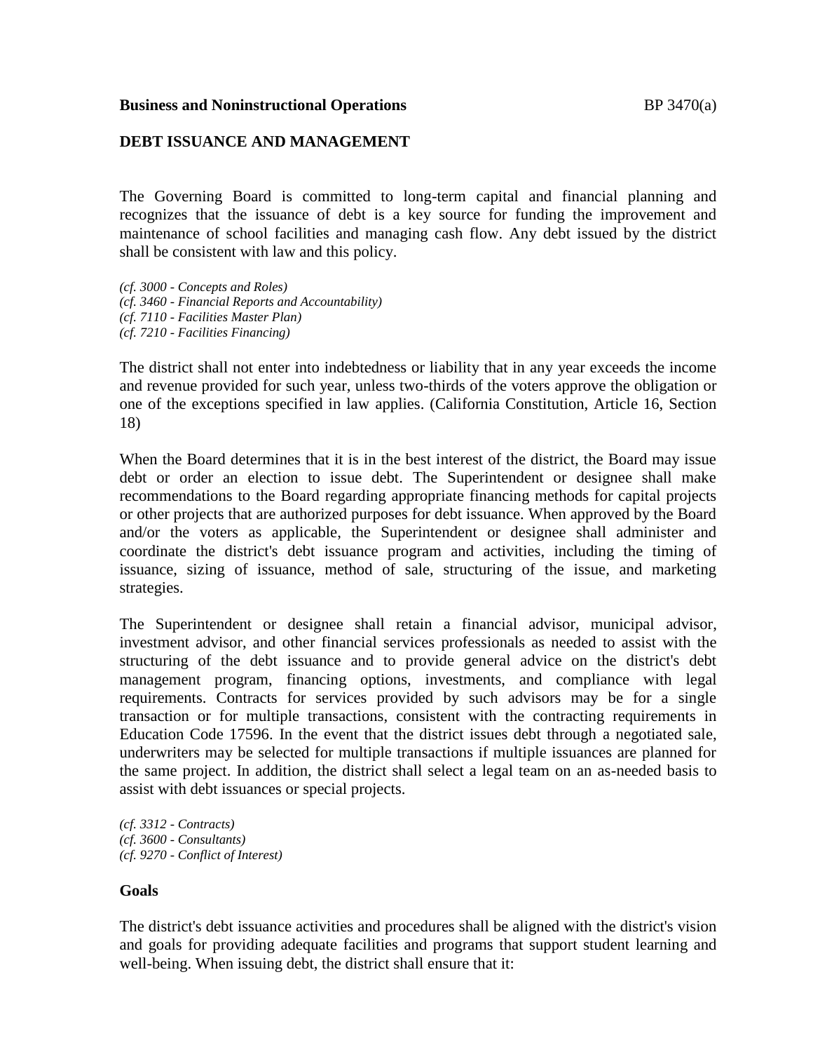**Business and Noninstructional Operations**

# DEBT ISSUANCE AND MANAGEMENT

The Governing Board is committed to long-term capital and financial planning and recognizes that the issuance of debt is a key source for funding the improvement and maintenance of school facilities and managing cash flow. Any debt issued by the district shall be consistent with law and this policy.

*(cf. 3000 - Concepts and Roles)*
*(cf. 3460 - Financial Reports and Accountability)*
*(cf. 7110 - Facilities Master Plan)*
*(cf. 7210 - Facilities Financing)*

The district shall not enter into indebtedness or liability that in any year exceeds the income and revenue provided for such year, unless two-thirds of the voters approve the obligation or one of the exceptions specified in law applies. (California Constitution, Article 16, Section 18)

When the Board determines that it is in the best interest of the district, the Board may issue debt or order an election to issue debt. The Superintendent or designee shall make recommendations to the Board regarding appropriate financing methods for capital projects or other projects that are authorized purposes for debt issuance. When approved by the Board and/or the voters as applicable, the Superintendent or designee shall administer and coordinate the district's debt issuance program and activities, including the timing of issuance, sizing of issuance, method of sale, structuring of the issue, and marketing strategies.

The Superintendent or designee shall retain a financial advisor, municipal advisor, investment advisor, and other financial services professionals as needed to assist with the structuring of the debt issuance and to provide general advice on the district's debt management program, financing options, investments, and compliance with legal requirements. Contracts for services provided by such advisors may be for a single transaction or for multiple transactions, consistent with the contracting requirements in Education Code 17596. In the event that the district issues debt through a negotiated sale, underwriters may be selected for multiple transactions if multiple issuances are planned for the same project. In addition, the district shall select a legal team on an as-needed basis to assist with debt issuances or special projects.

*(cf. 3312 - Contracts)*
*(cf. 3600 - Consultants)*
*(cf. 9270 - Conflict of Interest)*

## Goals

The district's debt issuance activities and procedures shall be aligned with the district's vision and goals for providing adequate facilities and programs that support student learning and well-being. When issuing debt, the district shall ensure that it: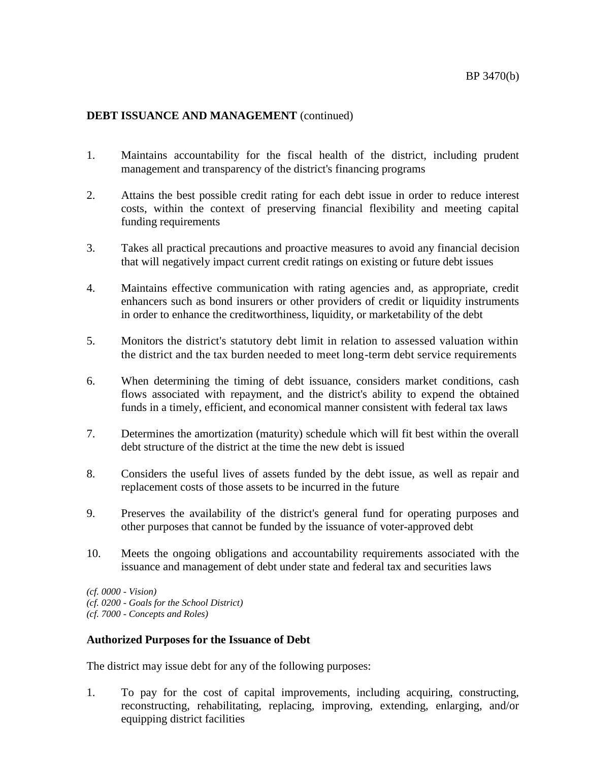**DEBT ISSUANCE AND MANAGEMENT** (continued)

1. Maintains accountability for the fiscal health of the district, including prudent management and transparency of the district's financing programs

2. Attains the best possible credit rating for each debt issue in order to reduce interest costs, within the context of preserving financial flexibility and meeting capital funding requirements

3. Takes all practical precautions and proactive measures to avoid any financial decision that will negatively impact current credit ratings on existing or future debt issues

4. Maintains effective communication with rating agencies and, as appropriate, credit enhancers such as bond insurers or other providers of credit or liquidity instruments in order to enhance the creditworthiness, liquidity, or marketability of the debt

5. Monitors the district's statutory debt limit in relation to assessed valuation within the district and the tax burden needed to meet long-term debt service requirements

6. When determining the timing of debt issuance, considers market conditions, cash flows associated with repayment, and the district's ability to expend the obtained funds in a timely, efficient, and economical manner consistent with federal tax laws

7. Determines the amortization (maturity) schedule which will fit best within the overall debt structure of the district at the time the new debt is issued

8. Considers the useful lives of assets funded by the debt issue, as well as repair and replacement costs of those assets to be incurred in the future

9. Preserves the availability of the district's general fund for operating purposes and other purposes that cannot be funded by the issuance of voter-approved debt

10. Meets the ongoing obligations and accountability requirements associated with the issuance and management of debt under state and federal tax and securities laws

*(cf. 0000 - Vision)*
*(cf. 0200 - Goals for the School District)*
*(cf. 7000 - Concepts and Roles)*

**Authorized Purposes for the Issuance of Debt**

The district may issue debt for any of the following purposes:

1. To pay for the cost of capital improvements, including acquiring, constructing, reconstructing, rehabilitating, replacing, improving, extending, enlarging, and/or equipping district facilities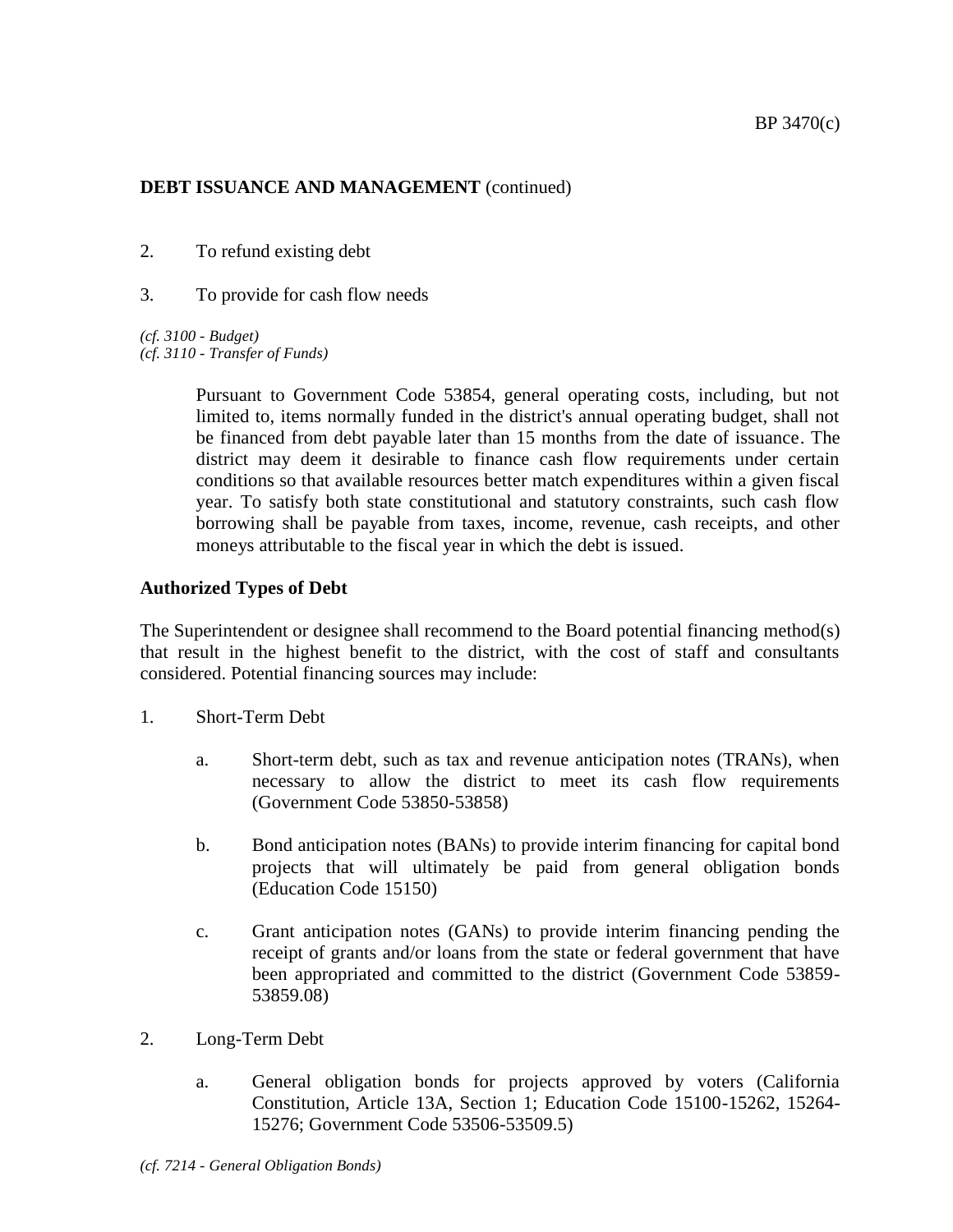**DEBT ISSUANCE AND MANAGEMENT** (continued)

2. To refund existing debt

3. To provide for cash flow needs

*(cf. 3100 - Budget)*
*(cf. 3110 - Transfer of Funds)*

Pursuant to Government Code 53854, general operating costs, including, but not limited to, items normally funded in the district's annual operating budget, shall not be financed from debt payable later than 15 months from the date of issuance. The district may deem it desirable to finance cash flow requirements under certain conditions so that available resources better match expenditures within a given fiscal year. To satisfy both state constitutional and statutory constraints, such cash flow borrowing shall be payable from taxes, income, revenue, cash receipts, and other moneys attributable to the fiscal year in which the debt is issued.

**Authorized Types of Debt**

The Superintendent or designee shall recommend to the Board potential financing method(s) that result in the highest benefit to the district, with the cost of staff and consultants considered. Potential financing sources may include:

1. Short-Term Debt

   a. Short-term debt, such as tax and revenue anticipation notes (TRANs), when necessary to allow the district to meet its cash flow requirements (Government Code 53850-53858)

   b. Bond anticipation notes (BANs) to provide interim financing for capital bond projects that will ultimately be paid from general obligation bonds (Education Code 15150)

   c. Grant anticipation notes (GANs) to provide interim financing pending the receipt of grants and/or loans from the state or federal government that have been appropriated and committed to the district (Government Code 53859-53859.08)

2. Long-Term Debt

   a. General obligation bonds for projects approved by voters (California Constitution, Article 13A, Section 1; Education Code 15100-15262, 15264-15276; Government Code 53506-53509.5)

*(cf. 7214 - General Obligation Bonds)*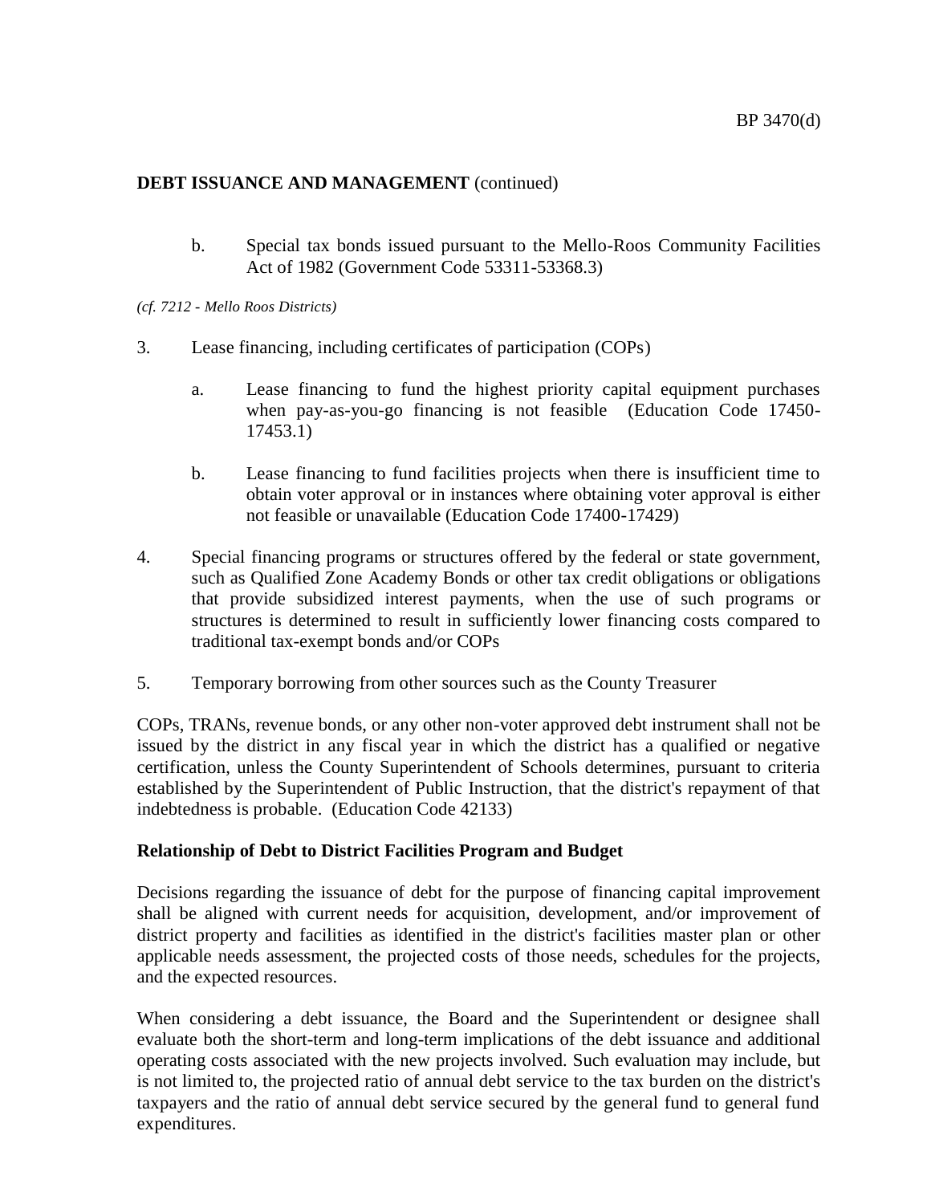**DEBT ISSUANCE AND MANAGEMENT** (continued)

b. Special tax bonds issued pursuant to the Mello-Roos Community Facilities Act of 1982 (Government Code 53311-53368.3)

*(cf. 7212 - Mello Roos Districts)*

3. Lease financing, including certificates of participation (COPs)

   a. Lease financing to fund the highest priority capital equipment purchases when pay-as-you-go financing is not feasible (Education Code 17450-17453.1)

   b. Lease financing to fund facilities projects when there is insufficient time to obtain voter approval or in instances where obtaining voter approval is either not feasible or unavailable (Education Code 17400-17429)

4. Special financing programs or structures offered by the federal or state government, such as Qualified Zone Academy Bonds or other tax credit obligations or obligations that provide subsidized interest payments, when the use of such programs or structures is determined to result in sufficiently lower financing costs compared to traditional tax-exempt bonds and/or COPs

5. Temporary borrowing from other sources such as the County Treasurer

COPs, TRANs, revenue bonds, or any other non-voter approved debt instrument shall not be issued by the district in any fiscal year in which the district has a qualified or negative certification, unless the County Superintendent of Schools determines, pursuant to criteria established by the Superintendent of Public Instruction, that the district's repayment of that indebtedness is probable. (Education Code 42133)

**Relationship of Debt to District Facilities Program and Budget**

Decisions regarding the issuance of debt for the purpose of financing capital improvement shall be aligned with current needs for acquisition, development, and/or improvement of district property and facilities as identified in the district's facilities master plan or other applicable needs assessment, the projected costs of those needs, schedules for the projects, and the expected resources.

When considering a debt issuance, the Board and the Superintendent or designee shall evaluate both the short-term and long-term implications of the debt issuance and additional operating costs associated with the new projects involved. Such evaluation may include, but is not limited to, the projected ratio of annual debt service to the tax burden on the district's taxpayers and the ratio of annual debt service secured by the general fund to general fund expenditures.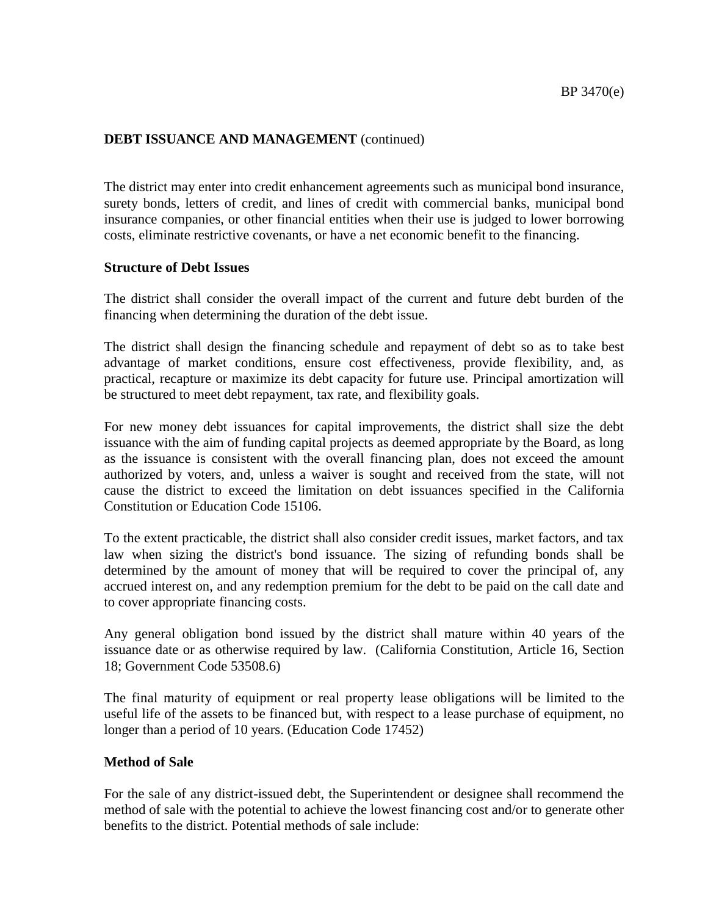**DEBT ISSUANCE AND MANAGEMENT** (continued)

The district may enter into credit enhancement agreements such as municipal bond insurance, surety bonds, letters of credit, and lines of credit with commercial banks, municipal bond insurance companies, or other financial entities when their use is judged to lower borrowing costs, eliminate restrictive covenants, or have a net economic benefit to the financing.

**Structure of Debt Issues**

The district shall consider the overall impact of the current and future debt burden of the financing when determining the duration of the debt issue.

The district shall design the financing schedule and repayment of debt so as to take best advantage of market conditions, ensure cost effectiveness, provide flexibility, and, as practical, recapture or maximize its debt capacity for future use. Principal amortization will be structured to meet debt repayment, tax rate, and flexibility goals.

For new money debt issuances for capital improvements, the district shall size the debt issuance with the aim of funding capital projects as deemed appropriate by the Board, as long as the issuance is consistent with the overall financing plan, does not exceed the amount authorized by voters, and, unless a waiver is sought and received from the state, will not cause the district to exceed the limitation on debt issuances specified in the California Constitution or Education Code 15106.

To the extent practicable, the district shall also consider credit issues, market factors, and tax law when sizing the district's bond issuance. The sizing of refunding bonds shall be determined by the amount of money that will be required to cover the principal of, any accrued interest on, and any redemption premium for the debt to be paid on the call date and to cover appropriate financing costs.

Any general obligation bond issued by the district shall mature within 40 years of the issuance date or as otherwise required by law. (California Constitution, Article 16, Section 18; Government Code 53508.6)

The final maturity of equipment or real property lease obligations will be limited to the useful life of the assets to be financed but, with respect to a lease purchase of equipment, no longer than a period of 10 years. (Education Code 17452)

**Method of Sale**

For the sale of any district-issued debt, the Superintendent or designee shall recommend the method of sale with the potential to achieve the lowest financing cost and/or to generate other benefits to the district. Potential methods of sale include: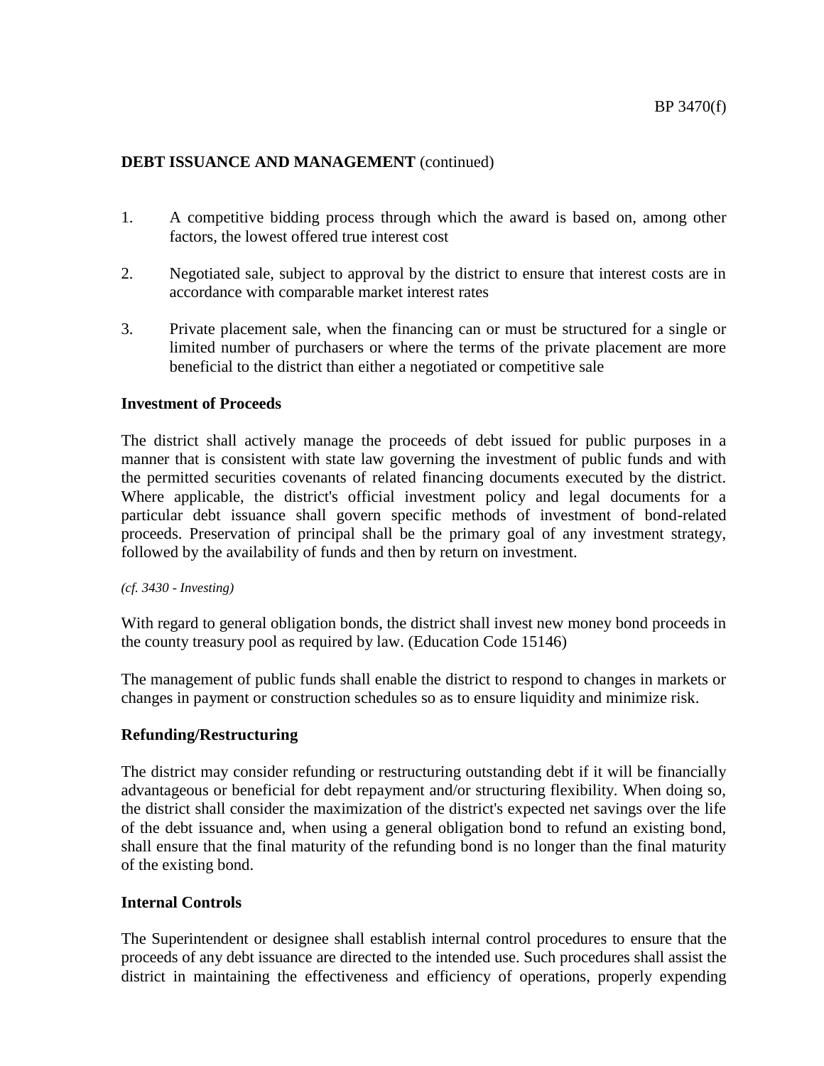**DEBT ISSUANCE AND MANAGEMENT** (continued)

1. A competitive bidding process through which the award is based on, among other factors, the lowest offered true interest cost

2. Negotiated sale, subject to approval by the district to ensure that interest costs are in accordance with comparable market interest rates

3. Private placement sale, when the financing can or must be structured for a single or limited number of purchasers or where the terms of the private placement are more beneficial to the district than either a negotiated or competitive sale

**Investment of Proceeds**

The district shall actively manage the proceeds of debt issued for public purposes in a manner that is consistent with state law governing the investment of public funds and with the permitted securities covenants of related financing documents executed by the district. Where applicable, the district's official investment policy and legal documents for a particular debt issuance shall govern specific methods of investment of bond-related proceeds. Preservation of principal shall be the primary goal of any investment strategy, followed by the availability of funds and then by return on investment.

*(cf. 3430 - Investing)*

With regard to general obligation bonds, the district shall invest new money bond proceeds in the county treasury pool as required by law. (Education Code 15146)

The management of public funds shall enable the district to respond to changes in markets or changes in payment or construction schedules so as to ensure liquidity and minimize risk.

**Refunding/Restructuring**

The district may consider refunding or restructuring outstanding debt if it will be financially advantageous or beneficial for debt repayment and/or structuring flexibility. When doing so, the district shall consider the maximization of the district's expected net savings over the life of the debt issuance and, when using a general obligation bond to refund an existing bond, shall ensure that the final maturity of the refunding bond is no longer than the final maturity of the existing bond.

**Internal Controls**

The Superintendent or designee shall establish internal control procedures to ensure that the proceeds of any debt issuance are directed to the intended use. Such procedures shall assist the district in maintaining the effectiveness and efficiency of operations, properly expending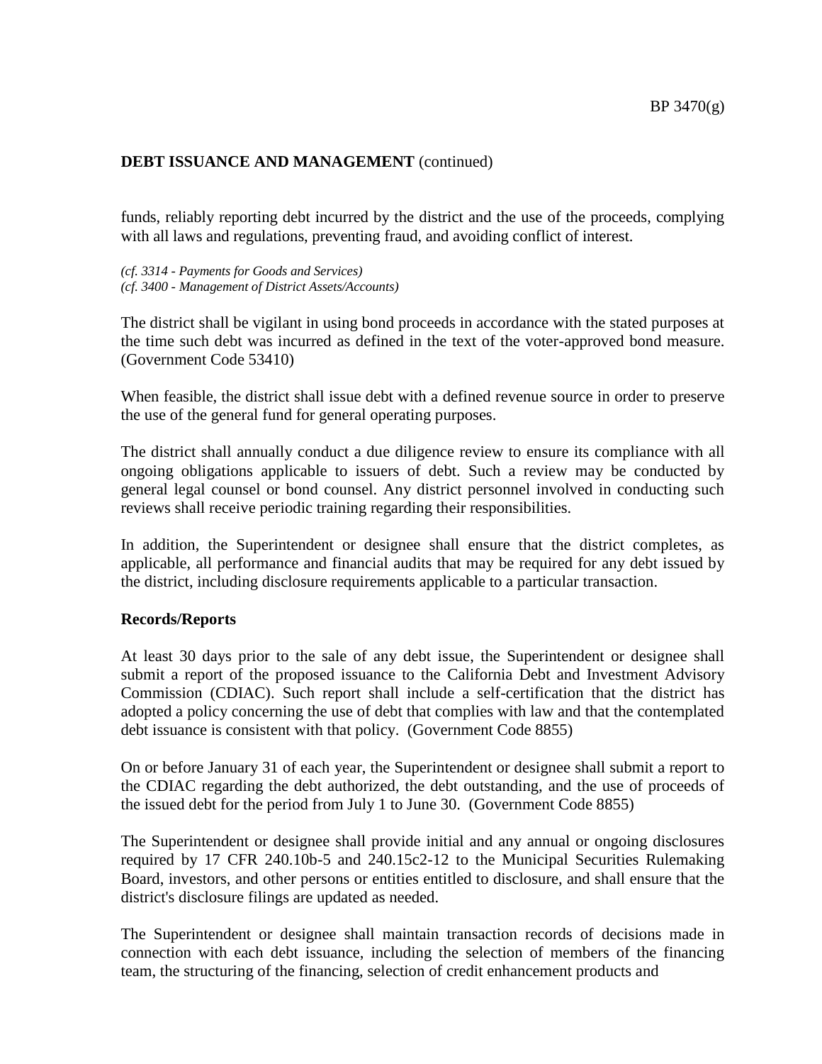**DEBT ISSUANCE AND MANAGEMENT** (continued)

funds, reliably reporting debt incurred by the district and the use of the proceeds, complying with all laws and regulations, preventing fraud, and avoiding conflict of interest.

*(cf. 3314 - Payments for Goods and Services)*
*(cf. 3400 - Management of District Assets/Accounts)*

The district shall be vigilant in using bond proceeds in accordance with the stated purposes at the time such debt was incurred as defined in the text of the voter-approved bond measure. (Government Code 53410)

When feasible, the district shall issue debt with a defined revenue source in order to preserve the use of the general fund for general operating purposes.

The district shall annually conduct a due diligence review to ensure its compliance with all ongoing obligations applicable to issuers of debt. Such a review may be conducted by general legal counsel or bond counsel. Any district personnel involved in conducting such reviews shall receive periodic training regarding their responsibilities.

In addition, the Superintendent or designee shall ensure that the district completes, as applicable, all performance and financial audits that may be required for any debt issued by the district, including disclosure requirements applicable to a particular transaction.

**Records/Reports**

At least 30 days prior to the sale of any debt issue, the Superintendent or designee shall submit a report of the proposed issuance to the California Debt and Investment Advisory Commission (CDIAC). Such report shall include a self-certification that the district has adopted a policy concerning the use of debt that complies with law and that the contemplated debt issuance is consistent with that policy. (Government Code 8855)

On or before January 31 of each year, the Superintendent or designee shall submit a report to the CDIAC regarding the debt authorized, the debt outstanding, and the use of proceeds of the issued debt for the period from July 1 to June 30. (Government Code 8855)

The Superintendent or designee shall provide initial and any annual or ongoing disclosures required by 17 CFR 240.10b-5 and 240.15c2-12 to the Municipal Securities Rulemaking Board, investors, and other persons or entities entitled to disclosure, and shall ensure that the district's disclosure filings are updated as needed.

The Superintendent or designee shall maintain transaction records of decisions made in connection with each debt issuance, including the selection of members of the financing team, the structuring of the financing, selection of credit enhancement products and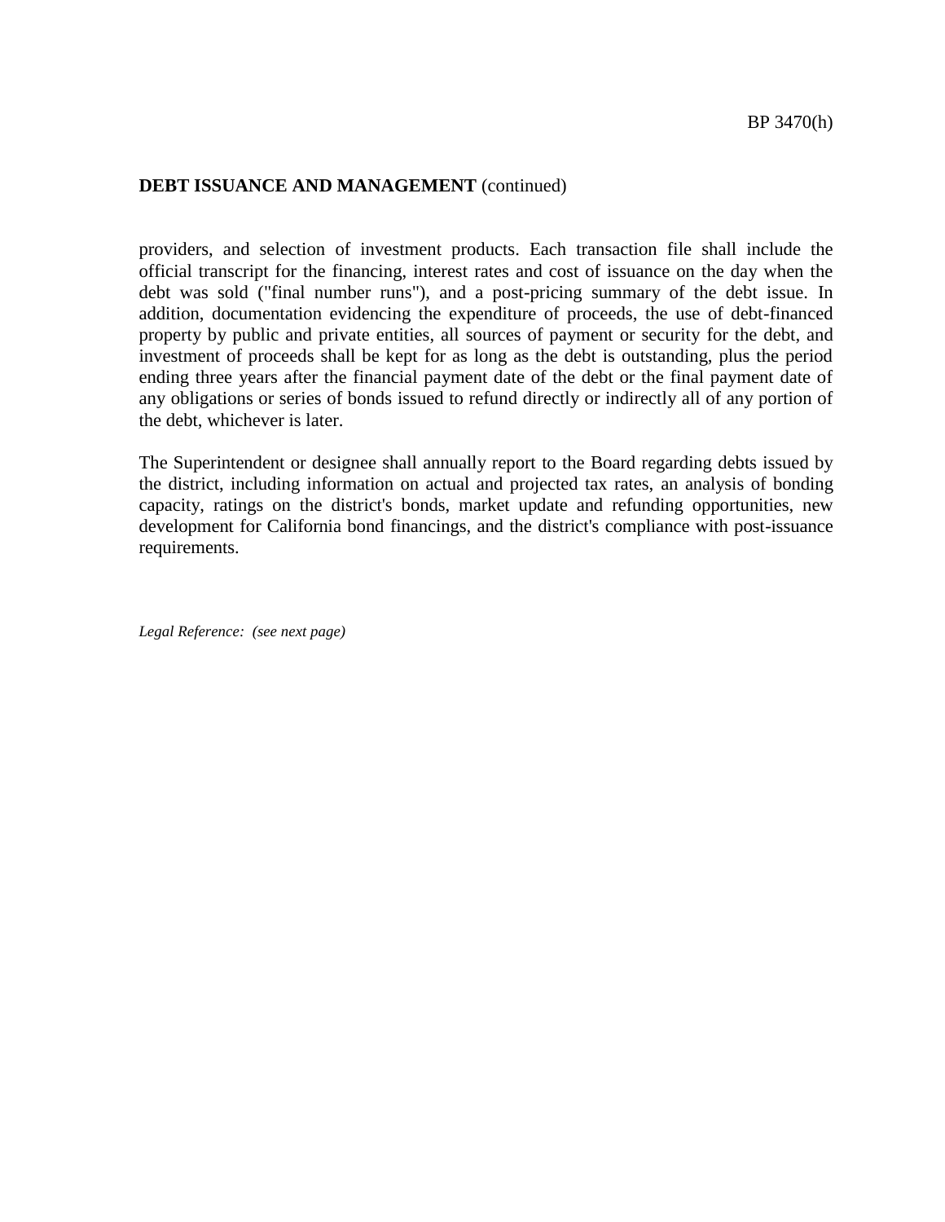**DEBT ISSUANCE AND MANAGEMENT** (continued)

providers, and selection of investment products. Each transaction file shall include the official transcript for the financing, interest rates and cost of issuance on the day when the debt was sold ("final number runs"), and a post-pricing summary of the debt issue. In addition, documentation evidencing the expenditure of proceeds, the use of debt-financed property by public and private entities, all sources of payment or security for the debt, and investment of proceeds shall be kept for as long as the debt is outstanding, plus the period ending three years after the financial payment date of the debt or the final payment date of any obligations or series of bonds issued to refund directly or indirectly all of any portion of the debt, whichever is later.

The Superintendent or designee shall annually report to the Board regarding debts issued by the district, including information on actual and projected tax rates, an analysis of bonding capacity, ratings on the district's bonds, market update and refunding opportunities, new development for California bond financings, and the district's compliance with post-issuance requirements.

*Legal Reference: (see next page)*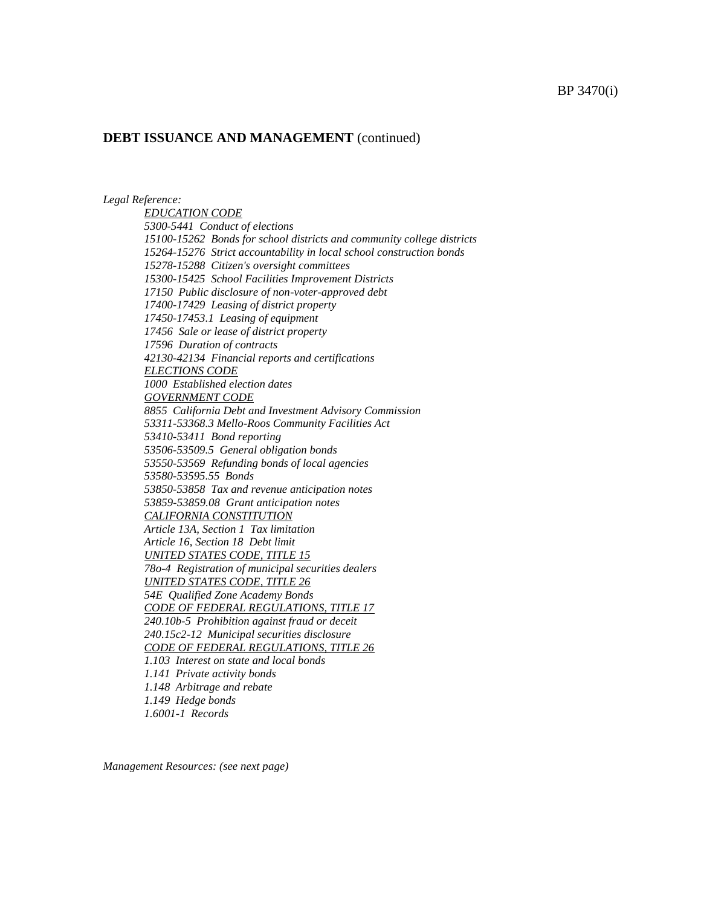**DEBT ISSUANCE AND MANAGEMENT** (continued)

*Legal Reference:*

*EDUCATION CODE*
*5300-5441 Conduct of elections*
*15100-15262 Bonds for school districts and community college districts*
*15264-15276 Strict accountability in local school construction bonds*
*15278-15288 Citizen's oversight committees*
*15300-15425 School Facilities Improvement Districts*
*17150 Public disclosure of non-voter-approved debt*
*17400-17429 Leasing of district property*
*17450-17453.1 Leasing of equipment*
*17456 Sale or lease of district property*
*17596 Duration of contracts*
*42130-42134 Financial reports and certifications*
*ELECTIONS CODE*
*1000 Established election dates*
*GOVERNMENT CODE*
*8855 California Debt and Investment Advisory Commission*
*53311-53368.3 Mello-Roos Community Facilities Act*
*53410-53411 Bond reporting*
*53506-53509.5 General obligation bonds*
*53550-53569 Refunding bonds of local agencies*
*53580-53595.55 Bonds*
*53850-53858 Tax and revenue anticipation notes*
*53859-53859.08 Grant anticipation notes*
*CALIFORNIA CONSTITUTION*
*Article 13A, Section 1 Tax limitation*
*Article 16, Section 18 Debt limit*
*UNITED STATES CODE, TITLE 15*
*78o-4 Registration of municipal securities dealers*
*UNITED STATES CODE, TITLE 26*
*54E Qualified Zone Academy Bonds*
*CODE OF FEDERAL REGULATIONS, TITLE 17*
*240.10b-5 Prohibition against fraud or deceit*
*240.15c2-12 Municipal securities disclosure*
*CODE OF FEDERAL REGULATIONS, TITLE 26*
*1.103 Interest on state and local bonds*
*1.141 Private activity bonds*
*1.148 Arbitrage and rebate*
*1.149 Hedge bonds*
*1.6001-1 Records*

*Management Resources: (see next page)*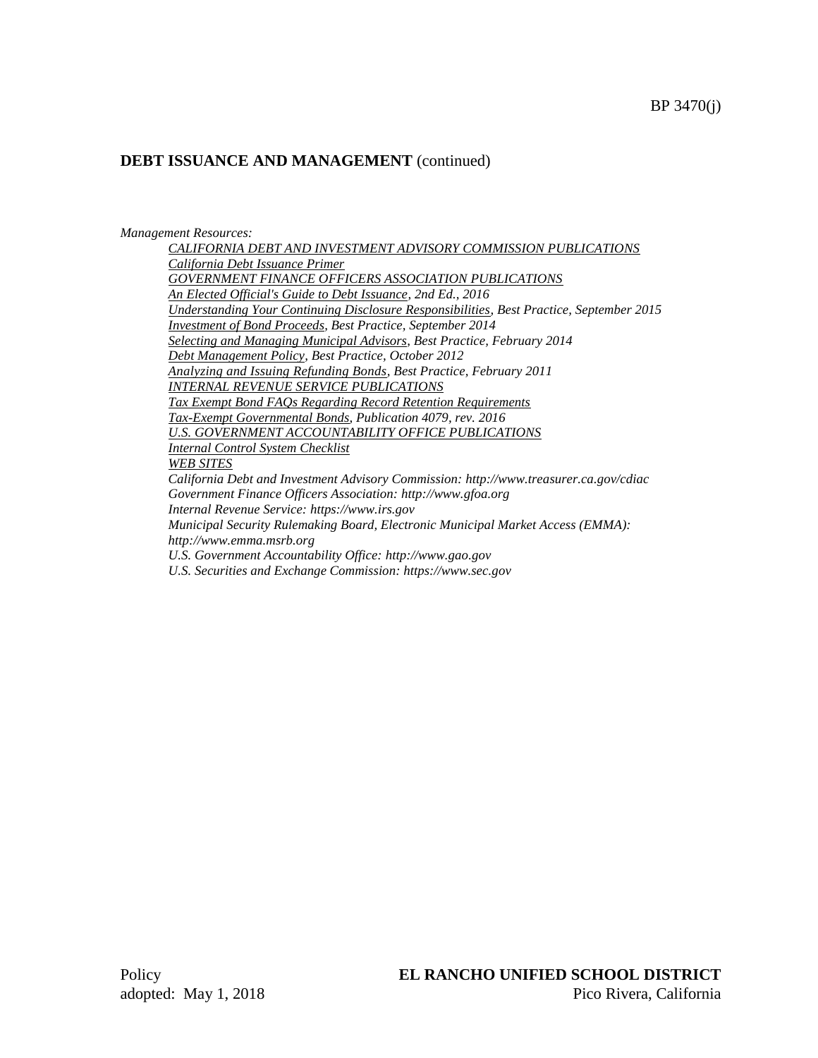**DEBT ISSUANCE AND MANAGEMENT** (continued)

*Management Resources:*

*CALIFORNIA DEBT AND INVESTMENT ADVISORY COMMISSION PUBLICATIONS*
*California Debt Issuance Primer*
*GOVERNMENT FINANCE OFFICERS ASSOCIATION PUBLICATIONS*
*An Elected Official's Guide to Debt Issuance, 2nd Ed., 2016*
*Understanding Your Continuing Disclosure Responsibilities, Best Practice, September 2015*
*Investment of Bond Proceeds, Best Practice, September 2014*
*Selecting and Managing Municipal Advisors, Best Practice, February 2014*
*Debt Management Policy, Best Practice, October 2012*
*Analyzing and Issuing Refunding Bonds, Best Practice, February 2011*
*INTERNAL REVENUE SERVICE PUBLICATIONS*
*Tax Exempt Bond FAQs Regarding Record Retention Requirements*
*Tax-Exempt Governmental Bonds, Publication 4079, rev. 2016*
*U.S. GOVERNMENT ACCOUNTABILITY OFFICE PUBLICATIONS*
*Internal Control System Checklist*
*WEB SITES*
*California Debt and Investment Advisory Commission: http://www.treasurer.ca.gov/cdiac*
*Government Finance Officers Association: http://www.gfoa.org*
*Internal Revenue Service: https://www.irs.gov*
*Municipal Security Rulemaking Board, Electronic Municipal Market Access (EMMA): http://www.emma.msrb.org*
*U.S. Government Accountability Office: http://www.gao.gov*
*U.S. Securities and Exchange Commission: https://www.sec.gov*

Policy
adopted: May 1, 2018

**EL RANCHO UNIFIED SCHOOL DISTRICT**
Pico Rivera, California